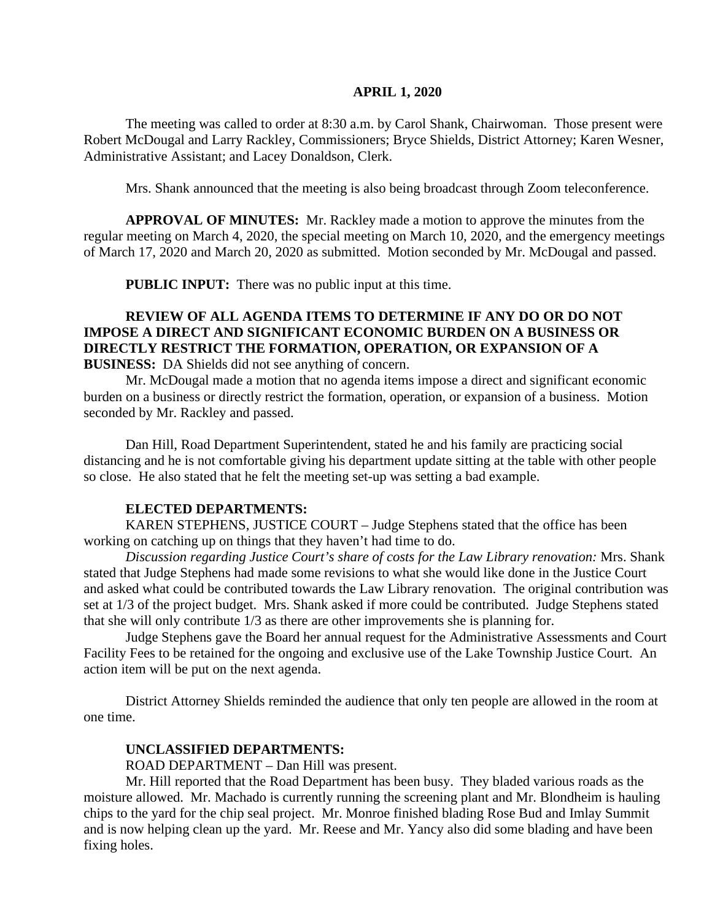**APRIL 1, 2020**

The meeting was called to order at 8:30 a.m. by Carol Shank, Chairwoman. Those present were Robert McDougal and Larry Rackley, Commissioners; Bryce Shields, District Attorney; Karen Wesner, Administrative Assistant; and Lacey Donaldson, Clerk.

Mrs. Shank announced that the meeting is also being broadcast through Zoom teleconference.

**APPROVAL OF MINUTES:** Mr. Rackley made a motion to approve the minutes from the regular meeting on March 4, 2020, the special meeting on March 10, 2020, and the emergency meetings of March 17, 2020 and March 20, 2020 as submitted. Motion seconded by Mr. McDougal and passed.

**PUBLIC INPUT:** There was no public input at this time.

**REVIEW OF ALL AGENDA ITEMS TO DETERMINE IF ANY DO OR DO NOT IMPOSE A DIRECT AND SIGNIFICANT ECONOMIC BURDEN ON A BUSINESS OR DIRECTLY RESTRICT THE FORMATION, OPERATION, OR EXPANSION OF A BUSINESS:** DA Shields did not see anything of concern.

Mr. McDougal made a motion that no agenda items impose a direct and significant economic burden on a business or directly restrict the formation, operation, or expansion of a business. Motion seconded by Mr. Rackley and passed.

Dan Hill, Road Department Superintendent, stated he and his family are practicing social distancing and he is not comfortable giving his department update sitting at the table with other people so close. He also stated that he felt the meeting set-up was setting a bad example.

**ELECTED DEPARTMENTS:**

KAREN STEPHENS, JUSTICE COURT – Judge Stephens stated that the office has been working on catching up on things that they haven't had time to do.

*Discussion regarding Justice Court's share of costs for the Law Library renovation:* Mrs. Shank stated that Judge Stephens had made some revisions to what she would like done in the Justice Court and asked what could be contributed towards the Law Library renovation. The original contribution was set at 1/3 of the project budget. Mrs. Shank asked if more could be contributed. Judge Stephens stated that she will only contribute 1/3 as there are other improvements she is planning for.

Judge Stephens gave the Board her annual request for the Administrative Assessments and Court Facility Fees to be retained for the ongoing and exclusive use of the Lake Township Justice Court. An action item will be put on the next agenda.

District Attorney Shields reminded the audience that only ten people are allowed in the room at one time.

**UNCLASSIFIED DEPARTMENTS:**

ROAD DEPARTMENT – Dan Hill was present.

Mr. Hill reported that the Road Department has been busy. They bladed various roads as the moisture allowed. Mr. Machado is currently running the screening plant and Mr. Blondheim is hauling chips to the yard for the chip seal project. Mr. Monroe finished blading Rose Bud and Imlay Summit and is now helping clean up the yard. Mr. Reese and Mr. Yancy also did some blading and have been fixing holes.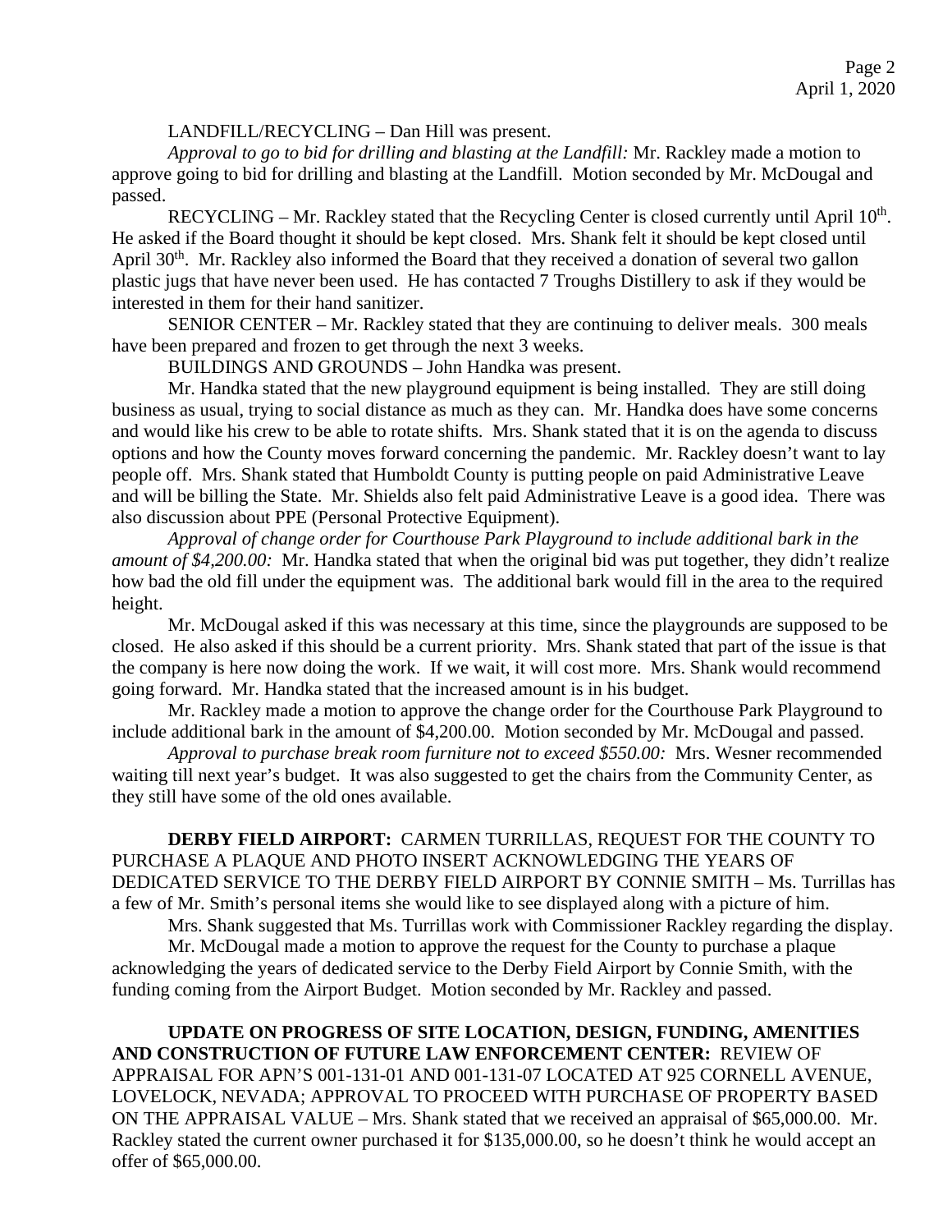LANDFILL/RECYCLING – Dan Hill was present.

*Approval to go to bid for drilling and blasting at the Landfill:* Mr. Rackley made a motion to approve going to bid for drilling and blasting at the Landfill. Motion seconded by Mr. McDougal and passed.

RECYCLING – Mr. Rackley stated that the Recycling Center is closed currently until April 10th. He asked if the Board thought it should be kept closed. Mrs. Shank felt it should be kept closed until April 30th. Mr. Rackley also informed the Board that they received a donation of several two gallon plastic jugs that have never been used. He has contacted 7 Troughs Distillery to ask if they would be interested in them for their hand sanitizer.

SENIOR CENTER – Mr. Rackley stated that they are continuing to deliver meals. 300 meals have been prepared and frozen to get through the next 3 weeks.

BUILDINGS AND GROUNDS – John Handka was present.

Mr. Handka stated that the new playground equipment is being installed. They are still doing business as usual, trying to social distance as much as they can. Mr. Handka does have some concerns and would like his crew to be able to rotate shifts. Mrs. Shank stated that it is on the agenda to discuss options and how the County moves forward concerning the pandemic. Mr. Rackley doesn't want to lay people off. Mrs. Shank stated that Humboldt County is putting people on paid Administrative Leave and will be billing the State. Mr. Shields also felt paid Administrative Leave is a good idea. There was also discussion about PPE (Personal Protective Equipment).

*Approval of change order for Courthouse Park Playground to include additional bark in the amount of $4,200.00:* Mr. Handka stated that when the original bid was put together, they didn't realize how bad the old fill under the equipment was. The additional bark would fill in the area to the required height.

Mr. McDougal asked if this was necessary at this time, since the playgrounds are supposed to be closed. He also asked if this should be a current priority. Mrs. Shank stated that part of the issue is that the company is here now doing the work. If we wait, it will cost more. Mrs. Shank would recommend going forward. Mr. Handka stated that the increased amount is in his budget.

Mr. Rackley made a motion to approve the change order for the Courthouse Park Playground to include additional bark in the amount of $4,200.00. Motion seconded by Mr. McDougal and passed.

*Approval to purchase break room furniture not to exceed $550.00:* Mrs. Wesner recommended waiting till next year's budget. It was also suggested to get the chairs from the Community Center, as they still have some of the old ones available.

**DERBY FIELD AIRPORT:** CARMEN TURRILLAS, REQUEST FOR THE COUNTY TO PURCHASE A PLAQUE AND PHOTO INSERT ACKNOWLEDGING THE YEARS OF DEDICATED SERVICE TO THE DERBY FIELD AIRPORT BY CONNIE SMITH – Ms. Turrillas has a few of Mr. Smith's personal items she would like to see displayed along with a picture of him.

Mrs. Shank suggested that Ms. Turrillas work with Commissioner Rackley regarding the display.

Mr. McDougal made a motion to approve the request for the County to purchase a plaque acknowledging the years of dedicated service to the Derby Field Airport by Connie Smith, with the funding coming from the Airport Budget. Motion seconded by Mr. Rackley and passed.

**UPDATE ON PROGRESS OF SITE LOCATION, DESIGN, FUNDING, AMENITIES AND CONSTRUCTION OF FUTURE LAW ENFORCEMENT CENTER:** REVIEW OF APPRAISAL FOR APN'S 001-131-01 AND 001-131-07 LOCATED AT 925 CORNELL AVENUE, LOVELOCK, NEVADA; APPROVAL TO PROCEED WITH PURCHASE OF PROPERTY BASED ON THE APPRAISAL VALUE – Mrs. Shank stated that we received an appraisal of $65,000.00. Mr. Rackley stated the current owner purchased it for $135,000.00, so he doesn't think he would accept an offer of $65,000.00.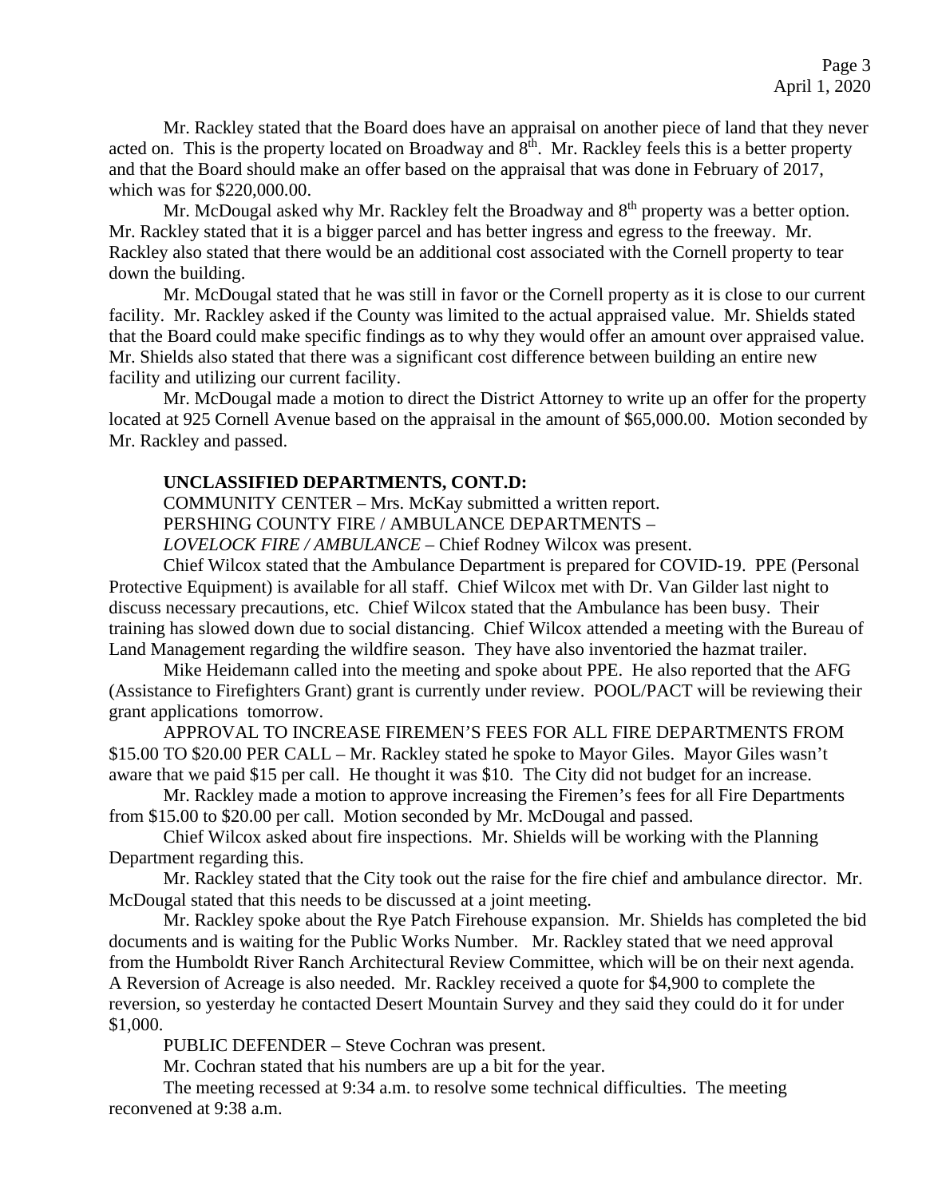Mr. Rackley stated that the Board does have an appraisal on another piece of land that they never acted on. This is the property located on Broadway and 8th. Mr. Rackley feels this is a better property and that the Board should make an offer based on the appraisal that was done in February of 2017, which was for $220,000.00.

Mr. McDougal asked why Mr. Rackley felt the Broadway and 8th property was a better option. Mr. Rackley stated that it is a bigger parcel and has better ingress and egress to the freeway. Mr. Rackley also stated that there would be an additional cost associated with the Cornell property to tear down the building.

Mr. McDougal stated that he was still in favor or the Cornell property as it is close to our current facility. Mr. Rackley asked if the County was limited to the actual appraised value. Mr. Shields stated that the Board could make specific findings as to why they would offer an amount over appraised value. Mr. Shields also stated that there was a significant cost difference between building an entire new facility and utilizing our current facility.

Mr. McDougal made a motion to direct the District Attorney to write up an offer for the property located at 925 Cornell Avenue based on the appraisal in the amount of $65,000.00. Motion seconded by Mr. Rackley and passed.

**UNCLASSIFIED DEPARTMENTS, CONT.D:**

COMMUNITY CENTER – Mrs. McKay submitted a written report.

PERSHING COUNTY FIRE / AMBULANCE DEPARTMENTS –

*LOVELOCK FIRE / AMBULANCE* – Chief Rodney Wilcox was present.

Chief Wilcox stated that the Ambulance Department is prepared for COVID-19. PPE (Personal Protective Equipment) is available for all staff. Chief Wilcox met with Dr. Van Gilder last night to discuss necessary precautions, etc. Chief Wilcox stated that the Ambulance has been busy. Their training has slowed down due to social distancing. Chief Wilcox attended a meeting with the Bureau of Land Management regarding the wildfire season. They have also inventoried the hazmat trailer.

Mike Heidemann called into the meeting and spoke about PPE. He also reported that the AFG (Assistance to Firefighters Grant) grant is currently under review. POOL/PACT will be reviewing their grant applications tomorrow.

APPROVAL TO INCREASE FIREMEN'S FEES FOR ALL FIRE DEPARTMENTS FROM $15.00 TO $20.00 PER CALL – Mr. Rackley stated he spoke to Mayor Giles. Mayor Giles wasn't aware that we paid $15 per call. He thought it was $10. The City did not budget for an increase.

Mr. Rackley made a motion to approve increasing the Firemen's fees for all Fire Departments from $15.00 to $20.00 per call. Motion seconded by Mr. McDougal and passed.

Chief Wilcox asked about fire inspections. Mr. Shields will be working with the Planning Department regarding this.

Mr. Rackley stated that the City took out the raise for the fire chief and ambulance director. Mr. McDougal stated that this needs to be discussed at a joint meeting.

Mr. Rackley spoke about the Rye Patch Firehouse expansion. Mr. Shields has completed the bid documents and is waiting for the Public Works Number. Mr. Rackley stated that we need approval from the Humboldt River Ranch Architectural Review Committee, which will be on their next agenda. A Reversion of Acreage is also needed. Mr. Rackley received a quote for $4,900 to complete the reversion, so yesterday he contacted Desert Mountain Survey and they said they could do it for under $1,000.

PUBLIC DEFENDER – Steve Cochran was present.

Mr. Cochran stated that his numbers are up a bit for the year.

The meeting recessed at 9:34 a.m. to resolve some technical difficulties. The meeting reconvened at 9:38 a.m.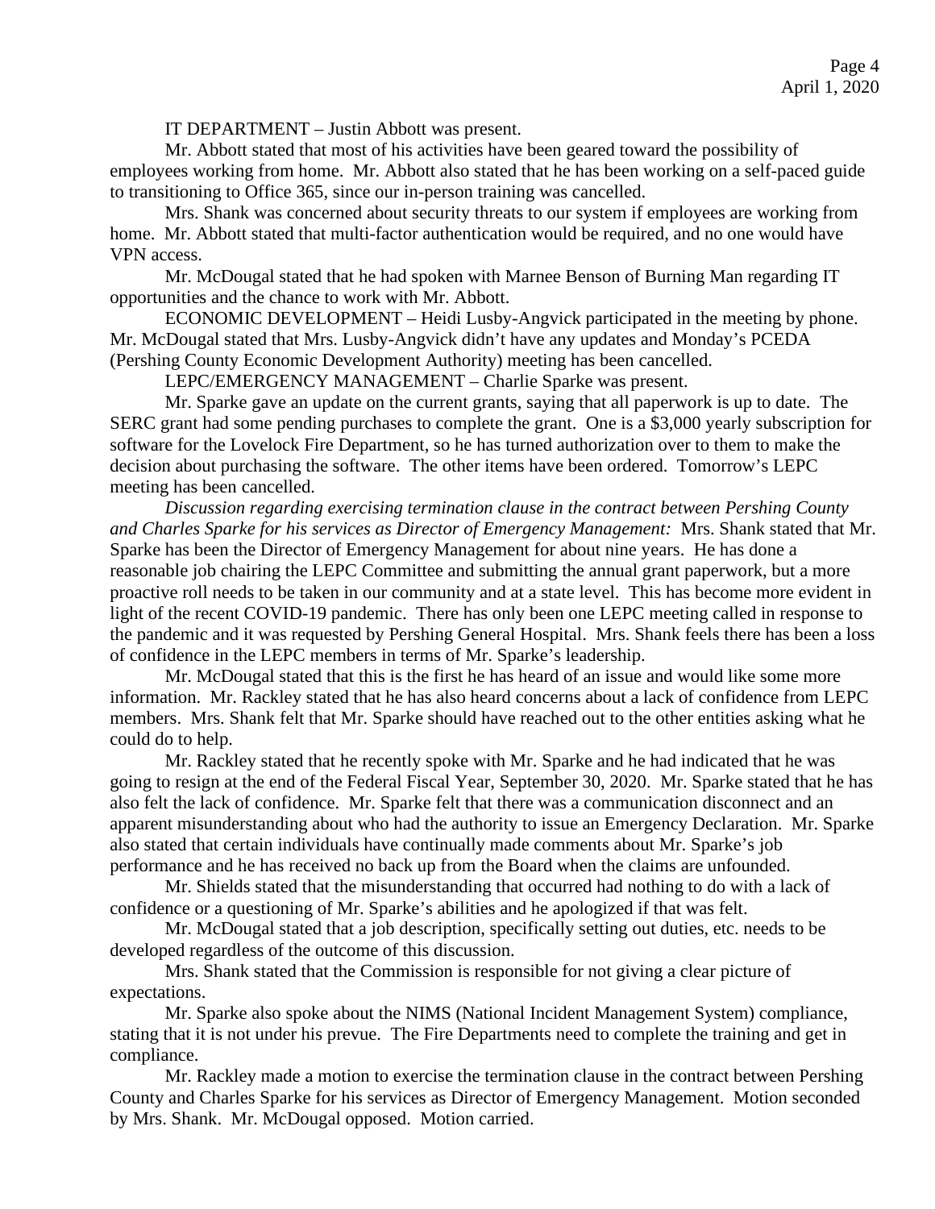IT DEPARTMENT – Justin Abbott was present.

Mr. Abbott stated that most of his activities have been geared toward the possibility of employees working from home. Mr. Abbott also stated that he has been working on a self-paced guide to transitioning to Office 365, since our in-person training was cancelled.

Mrs. Shank was concerned about security threats to our system if employees are working from home. Mr. Abbott stated that multi-factor authentication would be required, and no one would have VPN access.

Mr. McDougal stated that he had spoken with Marnee Benson of Burning Man regarding IT opportunities and the chance to work with Mr. Abbott.

ECONOMIC DEVELOPMENT – Heidi Lusby-Angvick participated in the meeting by phone. Mr. McDougal stated that Mrs. Lusby-Angvick didn't have any updates and Monday's PCEDA (Pershing County Economic Development Authority) meeting has been cancelled.

LEPC/EMERGENCY MANAGEMENT – Charlie Sparke was present.

Mr. Sparke gave an update on the current grants, saying that all paperwork is up to date. The SERC grant had some pending purchases to complete the grant. One is a $3,000 yearly subscription for software for the Lovelock Fire Department, so he has turned authorization over to them to make the decision about purchasing the software. The other items have been ordered. Tomorrow's LEPC meeting has been cancelled.

*Discussion regarding exercising termination clause in the contract between Pershing County and Charles Sparke for his services as Director of Emergency Management:* Mrs. Shank stated that Mr. Sparke has been the Director of Emergency Management for about nine years. He has done a reasonable job chairing the LEPC Committee and submitting the annual grant paperwork, but a more proactive roll needs to be taken in our community and at a state level. This has become more evident in light of the recent COVID-19 pandemic. There has only been one LEPC meeting called in response to the pandemic and it was requested by Pershing General Hospital. Mrs. Shank feels there has been a loss of confidence in the LEPC members in terms of Mr. Sparke's leadership.

Mr. McDougal stated that this is the first he has heard of an issue and would like some more information. Mr. Rackley stated that he has also heard concerns about a lack of confidence from LEPC members. Mrs. Shank felt that Mr. Sparke should have reached out to the other entities asking what he could do to help.

Mr. Rackley stated that he recently spoke with Mr. Sparke and he had indicated that he was going to resign at the end of the Federal Fiscal Year, September 30, 2020. Mr. Sparke stated that he has also felt the lack of confidence. Mr. Sparke felt that there was a communication disconnect and an apparent misunderstanding about who had the authority to issue an Emergency Declaration. Mr. Sparke also stated that certain individuals have continually made comments about Mr. Sparke's job performance and he has received no back up from the Board when the claims are unfounded.

Mr. Shields stated that the misunderstanding that occurred had nothing to do with a lack of confidence or a questioning of Mr. Sparke's abilities and he apologized if that was felt.

Mr. McDougal stated that a job description, specifically setting out duties, etc. needs to be developed regardless of the outcome of this discussion.

Mrs. Shank stated that the Commission is responsible for not giving a clear picture of expectations.

Mr. Sparke also spoke about the NIMS (National Incident Management System) compliance, stating that it is not under his prevue. The Fire Departments need to complete the training and get in compliance.

Mr. Rackley made a motion to exercise the termination clause in the contract between Pershing County and Charles Sparke for his services as Director of Emergency Management. Motion seconded by Mrs. Shank. Mr. McDougal opposed. Motion carried.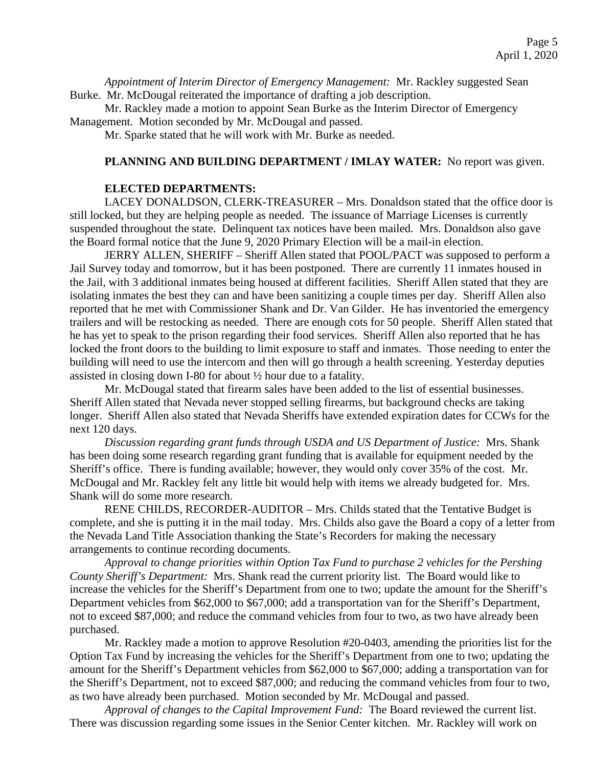*Appointment of Interim Director of Emergency Management:* Mr. Rackley suggested Sean Burke. Mr. McDougal reiterated the importance of drafting a job description.

Mr. Rackley made a motion to appoint Sean Burke as the Interim Director of Emergency Management. Motion seconded by Mr. McDougal and passed.

Mr. Sparke stated that he will work with Mr. Burke as needed.

**PLANNING AND BUILDING DEPARTMENT / IMLAY WATER:** No report was given.

**ELECTED DEPARTMENTS:**

LACEY DONALDSON, CLERK-TREASURER – Mrs. Donaldson stated that the office door is still locked, but they are helping people as needed. The issuance of Marriage Licenses is currently suspended throughout the state. Delinquent tax notices have been mailed. Mrs. Donaldson also gave the Board formal notice that the June 9, 2020 Primary Election will be a mail-in election.

JERRY ALLEN, SHERIFF – Sheriff Allen stated that POOL/PACT was supposed to perform a Jail Survey today and tomorrow, but it has been postponed. There are currently 11 inmates housed in the Jail, with 3 additional inmates being housed at different facilities. Sheriff Allen stated that they are isolating inmates the best they can and have been sanitizing a couple times per day. Sheriff Allen also reported that he met with Commissioner Shank and Dr. Van Gilder. He has inventoried the emergency trailers and will be restocking as needed. There are enough cots for 50 people. Sheriff Allen stated that he has yet to speak to the prison regarding their food services. Sheriff Allen also reported that he has locked the front doors to the building to limit exposure to staff and inmates. Those needing to enter the building will need to use the intercom and then will go through a health screening. Yesterday deputies assisted in closing down I-80 for about ½ hour due to a fatality.

Mr. McDougal stated that firearm sales have been added to the list of essential businesses. Sheriff Allen stated that Nevada never stopped selling firearms, but background checks are taking longer. Sheriff Allen also stated that Nevada Sheriffs have extended expiration dates for CCWs for the next 120 days.

*Discussion regarding grant funds through USDA and US Department of Justice:* Mrs. Shank has been doing some research regarding grant funding that is available for equipment needed by the Sheriff's office. There is funding available; however, they would only cover 35% of the cost. Mr. McDougal and Mr. Rackley felt any little bit would help with items we already budgeted for. Mrs. Shank will do some more research.

RENE CHILDS, RECORDER-AUDITOR – Mrs. Childs stated that the Tentative Budget is complete, and she is putting it in the mail today. Mrs. Childs also gave the Board a copy of a letter from the Nevada Land Title Association thanking the State's Recorders for making the necessary arrangements to continue recording documents.

*Approval to change priorities within Option Tax Fund to purchase 2 vehicles for the Pershing County Sheriff's Department:* Mrs. Shank read the current priority list. The Board would like to increase the vehicles for the Sheriff's Department from one to two; update the amount for the Sheriff's Department vehicles from $62,000 to $67,000; add a transportation van for the Sheriff's Department, not to exceed $87,000; and reduce the command vehicles from four to two, as two have already been purchased.

Mr. Rackley made a motion to approve Resolution #20-0403, amending the priorities list for the Option Tax Fund by increasing the vehicles for the Sheriff's Department from one to two; updating the amount for the Sheriff's Department vehicles from $62,000 to $67,000; adding a transportation van for the Sheriff's Department, not to exceed $87,000; and reducing the command vehicles from four to two, as two have already been purchased. Motion seconded by Mr. McDougal and passed.

*Approval of changes to the Capital Improvement Fund:* The Board reviewed the current list. There was discussion regarding some issues in the Senior Center kitchen. Mr. Rackley will work on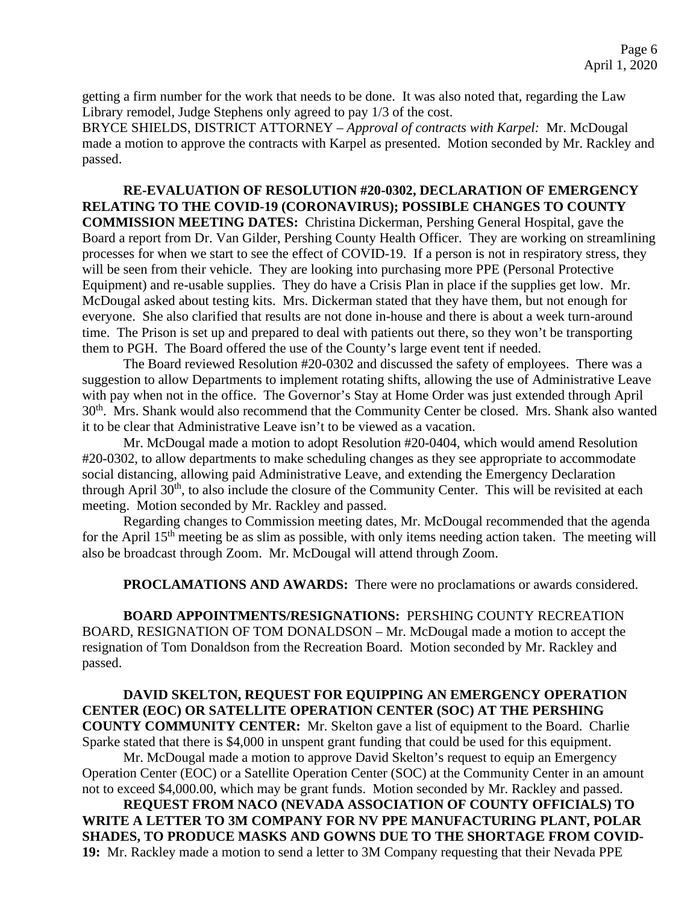getting a firm number for the work that needs to be done. It was also noted that, regarding the Law Library remodel, Judge Stephens only agreed to pay 1/3 of the cost.

BRYCE SHIELDS, DISTRICT ATTORNEY – *Approval of contracts with Karpel:* Mr. McDougal made a motion to approve the contracts with Karpel as presented. Motion seconded by Mr. Rackley and passed.

**RE-EVALUATION OF RESOLUTION #20-0302, DECLARATION OF EMERGENCY RELATING TO THE COVID-19 (CORONAVIRUS); POSSIBLE CHANGES TO COUNTY COMMISSION MEETING DATES:** Christina Dickerman, Pershing General Hospital, gave the Board a report from Dr. Van Gilder, Pershing County Health Officer. They are working on streamlining processes for when we start to see the effect of COVID-19. If a person is not in respiratory stress, they will be seen from their vehicle. They are looking into purchasing more PPE (Personal Protective Equipment) and re-usable supplies. They do have a Crisis Plan in place if the supplies get low. Mr. McDougal asked about testing kits. Mrs. Dickerman stated that they have them, but not enough for everyone. She also clarified that results are not done in-house and there is about a week turn-around time. The Prison is set up and prepared to deal with patients out there, so they won't be transporting them to PGH. The Board offered the use of the County's large event tent if needed.

The Board reviewed Resolution #20-0302 and discussed the safety of employees. There was a suggestion to allow Departments to implement rotating shifts, allowing the use of Administrative Leave with pay when not in the office. The Governor's Stay at Home Order was just extended through April 30th. Mrs. Shank would also recommend that the Community Center be closed. Mrs. Shank also wanted it to be clear that Administrative Leave isn't to be viewed as a vacation.

Mr. McDougal made a motion to adopt Resolution #20-0404, which would amend Resolution #20-0302, to allow departments to make scheduling changes as they see appropriate to accommodate social distancing, allowing paid Administrative Leave, and extending the Emergency Declaration through April 30th, to also include the closure of the Community Center. This will be revisited at each meeting. Motion seconded by Mr. Rackley and passed.

Regarding changes to Commission meeting dates, Mr. McDougal recommended that the agenda for the April 15th meeting be as slim as possible, with only items needing action taken. The meeting will also be broadcast through Zoom. Mr. McDougal will attend through Zoom.

**PROCLAMATIONS AND AWARDS:** There were no proclamations or awards considered.

**BOARD APPOINTMENTS/RESIGNATIONS:** PERSHING COUNTY RECREATION BOARD, RESIGNATION OF TOM DONALDSON – Mr. McDougal made a motion to accept the resignation of Tom Donaldson from the Recreation Board. Motion seconded by Mr. Rackley and passed.

**DAVID SKELTON, REQUEST FOR EQUIPPING AN EMERGENCY OPERATION CENTER (EOC) OR SATELLITE OPERATION CENTER (SOC) AT THE PERSHING COUNTY COMMUNITY CENTER:** Mr. Skelton gave a list of equipment to the Board. Charlie Sparke stated that there is $4,000 in unspent grant funding that could be used for this equipment.

Mr. McDougal made a motion to approve David Skelton's request to equip an Emergency Operation Center (EOC) or a Satellite Operation Center (SOC) at the Community Center in an amount not to exceed $4,000.00, which may be grant funds. Motion seconded by Mr. Rackley and passed.

**REQUEST FROM NACO (NEVADA ASSOCIATION OF COUNTY OFFICIALS) TO WRITE A LETTER TO 3M COMPANY FOR NV PPE MANUFACTURING PLANT, POLAR SHADES, TO PRODUCE MASKS AND GOWNS DUE TO THE SHORTAGE FROM COVID-19:** Mr. Rackley made a motion to send a letter to 3M Company requesting that their Nevada PPE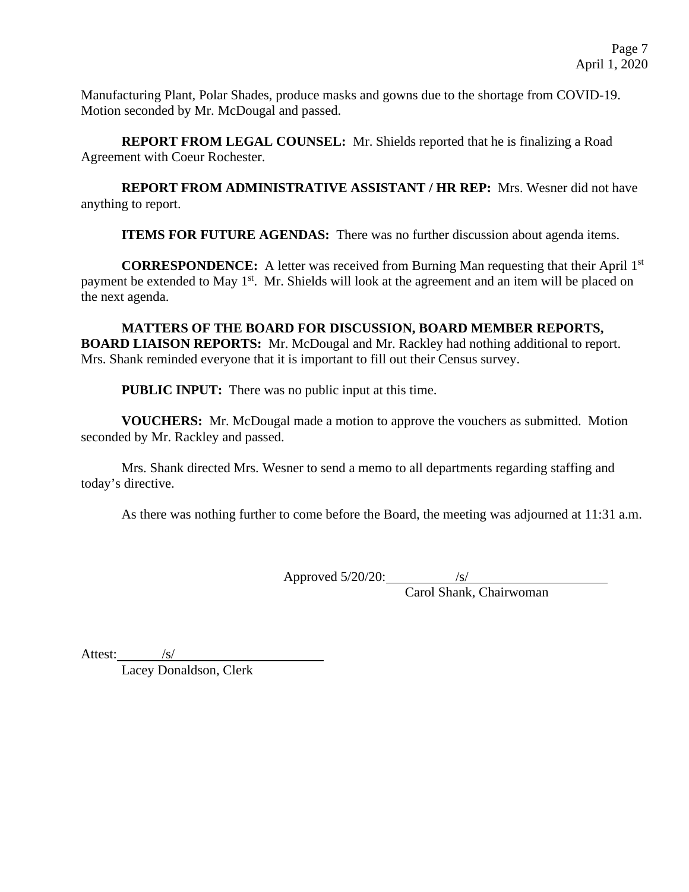Manufacturing Plant, Polar Shades, produce masks and gowns due to the shortage from COVID-19. Motion seconded by Mr. McDougal and passed.

**REPORT FROM LEGAL COUNSEL:** Mr. Shields reported that he is finalizing a Road Agreement with Coeur Rochester.

**REPORT FROM ADMINISTRATIVE ASSISTANT / HR REP:** Mrs. Wesner did not have anything to report.

**ITEMS FOR FUTURE AGENDAS:** There was no further discussion about agenda items.

**CORRESPONDENCE:** A letter was received from Burning Man requesting that their April 1st payment be extended to May 1st. Mr. Shields will look at the agreement and an item will be placed on the next agenda.

**MATTERS OF THE BOARD FOR DISCUSSION, BOARD MEMBER REPORTS, BOARD LIAISON REPORTS:** Mr. McDougal and Mr. Rackley had nothing additional to report. Mrs. Shank reminded everyone that it is important to fill out their Census survey.

**PUBLIC INPUT:** There was no public input at this time.

**VOUCHERS:** Mr. McDougal made a motion to approve the vouchers as submitted. Motion seconded by Mr. Rackley and passed.

Mrs. Shank directed Mrs. Wesner to send a memo to all departments regarding staffing and today's directive.

As there was nothing further to come before the Board, the meeting was adjourned at 11:31 a.m.

Approved 5/20/20: /s/
Carol Shank, Chairwoman

Attest: /s/
Lacey Donaldson, Clerk